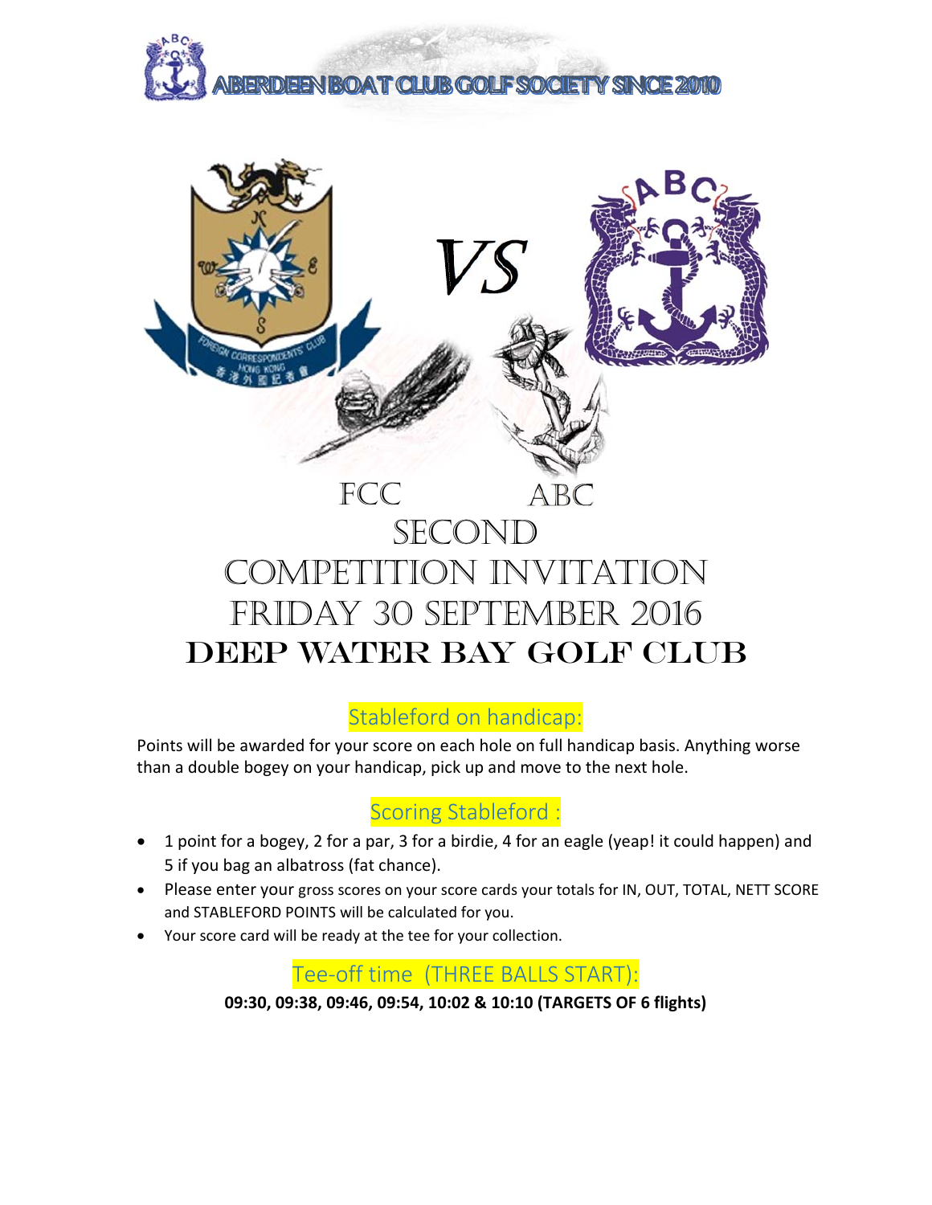ABERDEEN BOAT CLUB GOLF SOCIETY SINCE 2010

# FCC VS ABC

# SECOND COMPETITION INVITATION

# FRIDAY 30 SEPTEMBER 2016

# DEEP WATER BAY GOLF CLUB

## Stableford on handicap:

Points will be awarded for your score on each hole on full handicap basis. Anything worse than a double bogey on your handicap, pick up and move to the next hole.

## Scoring Stableford :

- 1 point for a bogey, 2 for a par, 3 for a birdie, 4 for an eagle (yeap! it could happen) and 5 if you bag an albatross (fat chance).
- Please enter your gross scores on your score cards your totals for IN, OUT, TOTAL, NETT SCORE and STABLEFORD POINTS will be calculated for you.
- Your score card will be ready at the tee for your collection.

## Tee-off time (THREE BALLS START):

**09:30, 09:38, 09:46, 09:54, 10:02 & 10:10 (TARGETS OF 6 flights)**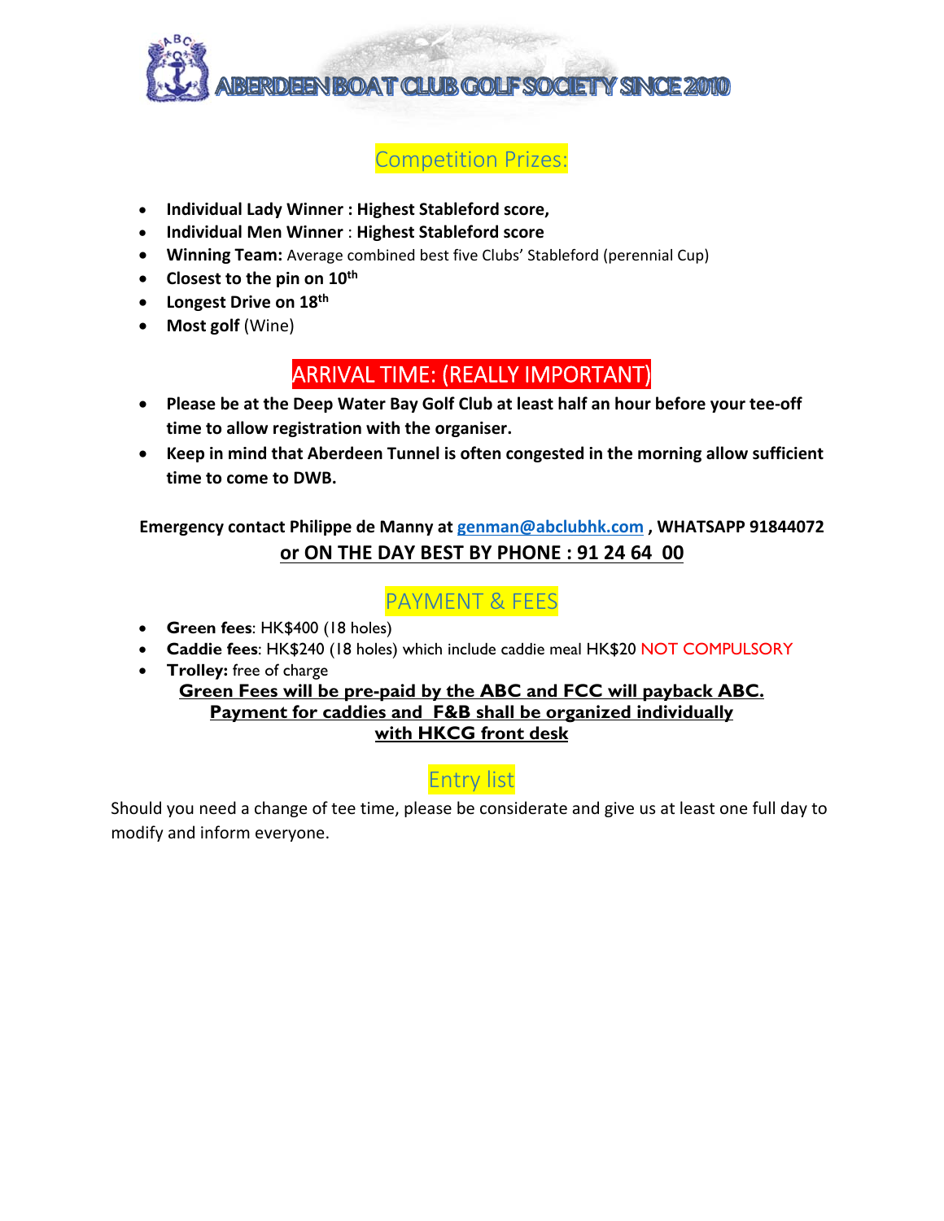ABERDEEN BOAT CLUB GOLF SOCIETY SINCE 2010

## Competition Prizes:

- **Individual Lady Winner : Highest Stableford score,**
- **Individual Men Winner** : **Highest Stableford score**
- **Winning Team:** Average combined best five Clubs' Stableford (perennial Cup)
- **Closest to the pin on 10th**
- **Longest Drive on 18th**
- **Most golf** (Wine)

## ARRIVAL TIME: (REALLY IMPORTANT)

- **Please be at the Deep Water Bay Golf Club at least half an hour before your tee-off time to allow registration with the organiser.**
- **Keep in mind that Aberdeen Tunnel is often congested in the morning allow sufficient time to come to DWB.**

**Emergency contact Philippe de Manny at genman@abclubhk.com , WHATSAPP 91844072**

**or ON THE DAY BEST BY PHONE : 91 24 64 00**

## PAYMENT & FEES

- **Green fees**: HK$400 (18 holes)
- **Caddie fees**: HK$240 (18 holes) which include caddie meal HK$20 NOT COMPULSORY
- **Trolley:** free of charge

**Green Fees will be pre-paid by the ABC and FCC will payback ABC.**
**Payment for caddies and F&B shall be organized individually with HKCG front desk**

## Entry list

Should you need a change of tee time, please be considerate and give us at least one full day to modify and inform everyone.